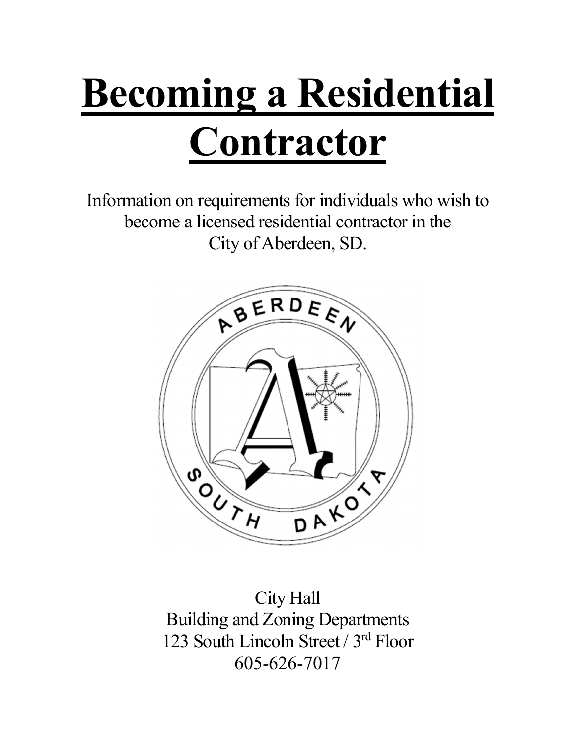# Becoming a Residential Contractor

Information on requirements for individuals who wish to become a licensed residential contractor in the City of Aberdeen, SD.

City Hall
Building and Zoning Departments
123 South Lincoln Street / 3rd Floor
605-626-7017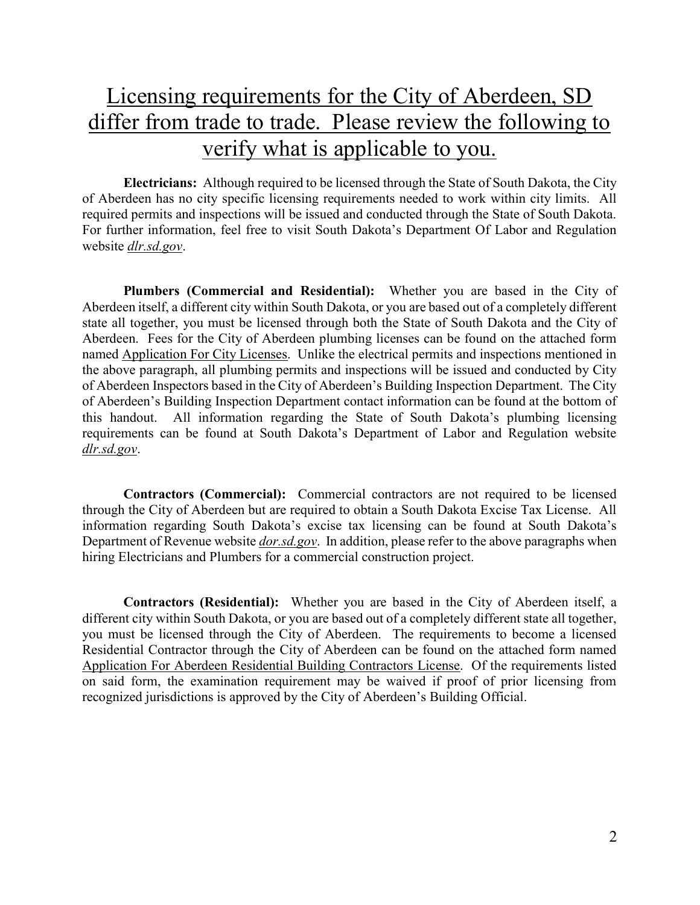# Licensing requirements for the City of Aberdeen, SD differ from trade to trade. Please review the following to verify what is applicable to you.

**Electricians:** Although required to be licensed through the State of South Dakota, the City of Aberdeen has no city specific licensing requirements needed to work within city limits. All required permits and inspections will be issued and conducted through the State of South Dakota. For further information, feel free to visit South Dakota's Department Of Labor and Regulation website *dlr.sd.gov*.

**Plumbers (Commercial and Residential):** Whether you are based in the City of Aberdeen itself, a different city within South Dakota, or you are based out of a completely different state all together, you must be licensed through both the State of South Dakota and the City of Aberdeen. Fees for the City of Aberdeen plumbing licenses can be found on the attached form named Application For City Licenses. Unlike the electrical permits and inspections mentioned in the above paragraph, all plumbing permits and inspections will be issued and conducted by City of Aberdeen Inspectors based in the City of Aberdeen's Building Inspection Department. The City of Aberdeen's Building Inspection Department contact information can be found at the bottom of this handout. All information regarding the State of South Dakota's plumbing licensing requirements can be found at South Dakota's Department of Labor and Regulation website *dlr.sd.gov*.

**Contractors (Commercial):** Commercial contractors are not required to be licensed through the City of Aberdeen but are required to obtain a South Dakota Excise Tax License. All information regarding South Dakota's excise tax licensing can be found at South Dakota's Department of Revenue website *dor.sd.gov*. In addition, please refer to the above paragraphs when hiring Electricians and Plumbers for a commercial construction project.

**Contractors (Residential):** Whether you are based in the City of Aberdeen itself, a different city within South Dakota, or you are based out of a completely different state all together, you must be licensed through the City of Aberdeen. The requirements to become a licensed Residential Contractor through the City of Aberdeen can be found on the attached form named Application For Aberdeen Residential Building Contractors License. Of the requirements listed on said form, the examination requirement may be waived if proof of prior licensing from recognized jurisdictions is approved by the City of Aberdeen's Building Official.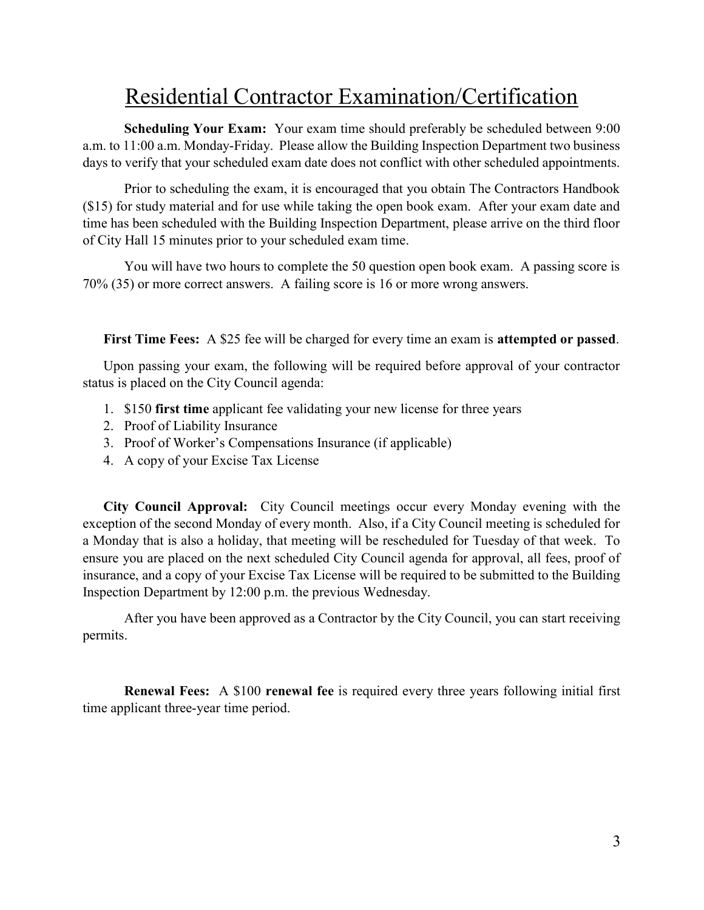# Residential Contractor Examination/Certification

**Scheduling Your Exam:** Your exam time should preferably be scheduled between 9:00 a.m. to 11:00 a.m. Monday-Friday. Please allow the Building Inspection Department two business days to verify that your scheduled exam date does not conflict with other scheduled appointments.

Prior to scheduling the exam, it is encouraged that you obtain The Contractors Handbook ($15) for study material and for use while taking the open book exam. After your exam date and time has been scheduled with the Building Inspection Department, please arrive on the third floor of City Hall 15 minutes prior to your scheduled exam time.

You will have two hours to complete the 50 question open book exam. A passing score is 70% (35) or more correct answers. A failing score is 16 or more wrong answers.

**First Time Fees:** A $25 fee will be charged for every time an exam is **attempted or passed**.

Upon passing your exam, the following will be required before approval of your contractor status is placed on the City Council agenda:

1. $150 **first time** applicant fee validating your new license for three years
2. Proof of Liability Insurance
3. Proof of Worker's Compensations Insurance (if applicable)
4. A copy of your Excise Tax License

**City Council Approval:** City Council meetings occur every Monday evening with the exception of the second Monday of every month. Also, if a City Council meeting is scheduled for a Monday that is also a holiday, that meeting will be rescheduled for Tuesday of that week. To ensure you are placed on the next scheduled City Council agenda for approval, all fees, proof of insurance, and a copy of your Excise Tax License will be required to be submitted to the Building Inspection Department by 12:00 p.m. the previous Wednesday.

After you have been approved as a Contractor by the City Council, you can start receiving permits.

**Renewal Fees:** A $100 **renewal fee** is required every three years following initial first time applicant three-year time period.